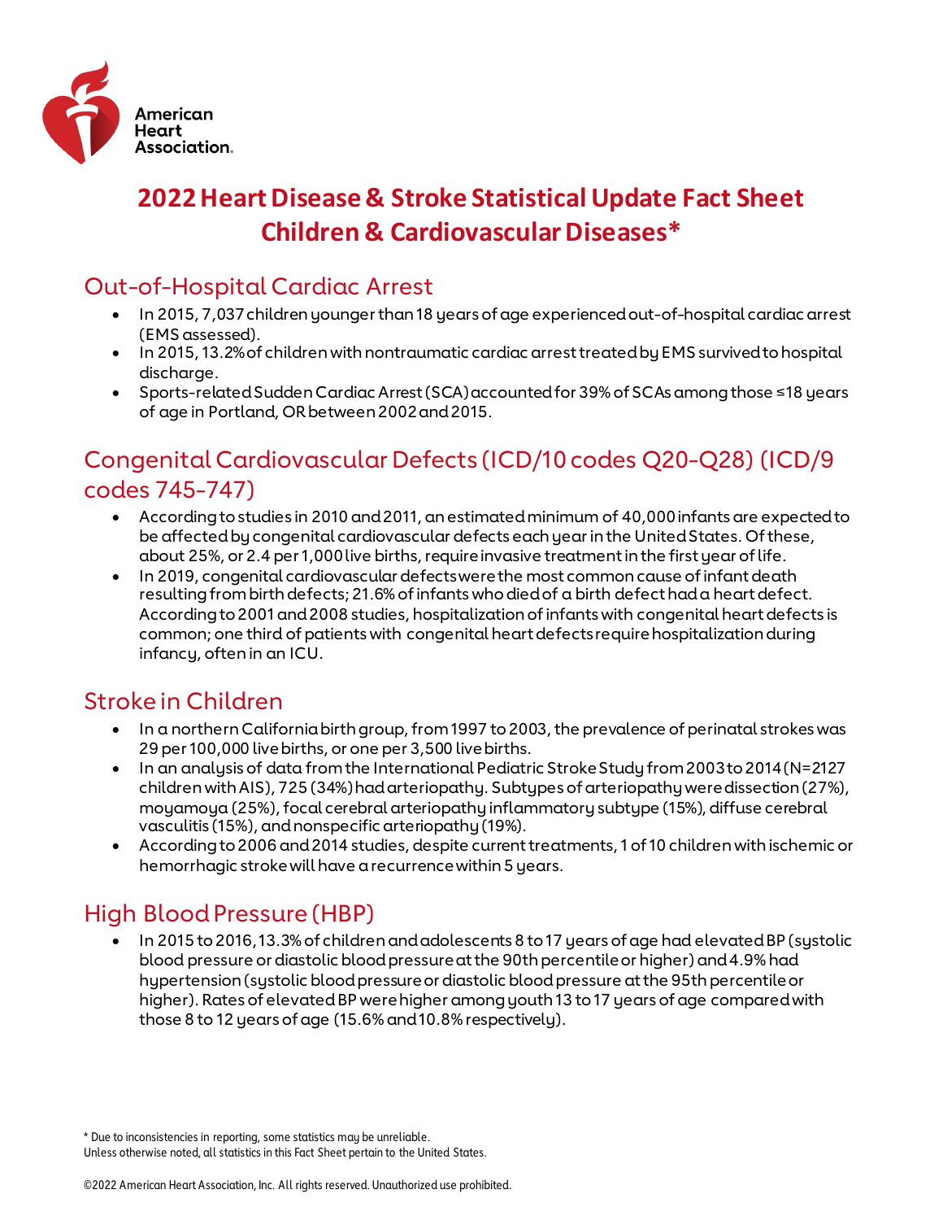# 2022 Heart Disease & Stroke Statistical Update Fact Sheet Children & Cardiovascular Diseases*

## Out-of-Hospital Cardiac Arrest

- In 2015, 7,037 children younger than 18 years of age experienced out-of-hospital cardiac arrest (EMS assessed).
- In 2015, 13.2% of children with nontraumatic cardiac arrest treated by EMS survived to hospital discharge.
- Sports-related Sudden Cardiac Arrest (SCA) accounted for 39% of SCAs among those ≤18 years of age in Portland, OR between 2002 and 2015.

## Congenital Cardiovascular Defects (ICD/10 codes Q20-Q28) (ICD/9 codes 745-747)

- According to studies in 2010 and 2011, an estimated minimum of 40,000 infants are expected to be affected by congenital cardiovascular defects each year in the United States. Of these, about 25%, or 2.4 per 1,000 live births, require invasive treatment in the first year of life.
- In 2019, congenital cardiovascular defects were the most common cause of infant death resulting from birth defects; 21.6% of infants who died of a birth defect had a heart defect. According to 2001 and 2008 studies, hospitalization of infants with congenital heart defects is common; one third of patients with congenital heart defects require hospitalization during infancy, often in an ICU.

## Stroke in Children

- In a northern California birth group, from 1997 to 2003, the prevalence of perinatal strokes was 29 per 100,000 live births, or one per 3,500 live births.
- In an analysis of data from the International Pediatric Stroke Study from 2003 to 2014 (N=2127 children with AIS), 725 (34%) had arteriopathy. Subtypes of arteriopathy were dissection (27%), moyamoya (25%), focal cerebral arteriopathy inflammatory subtype (15%), diffuse cerebral vasculitis (15%), and nonspecific arteriopathy (19%).
- According to 2006 and 2014 studies, despite current treatments, 1 of 10 children with ischemic or hemorrhagic stroke will have a recurrence within 5 years.

## High Blood Pressure (HBP)

- In 2015 to 2016, 13.3% of children and adolescents 8 to 17 years of age had elevated BP (systolic blood pressure or diastolic blood pressure at the 90th percentile or higher) and 4.9% had hypertension (systolic blood pressure or diastolic blood pressure at the 95th percentile or higher). Rates of elevated BP were higher among youth 13 to 17 years of age compared with those 8 to 12 years of age (15.6% and 10.8% respectively).

\* Due to inconsistencies in reporting, some statistics may be unreliable.
Unless otherwise noted, all statistics in this Fact Sheet pertain to the United States.

©2022 American Heart Association, Inc. All rights reserved. Unauthorized use prohibited.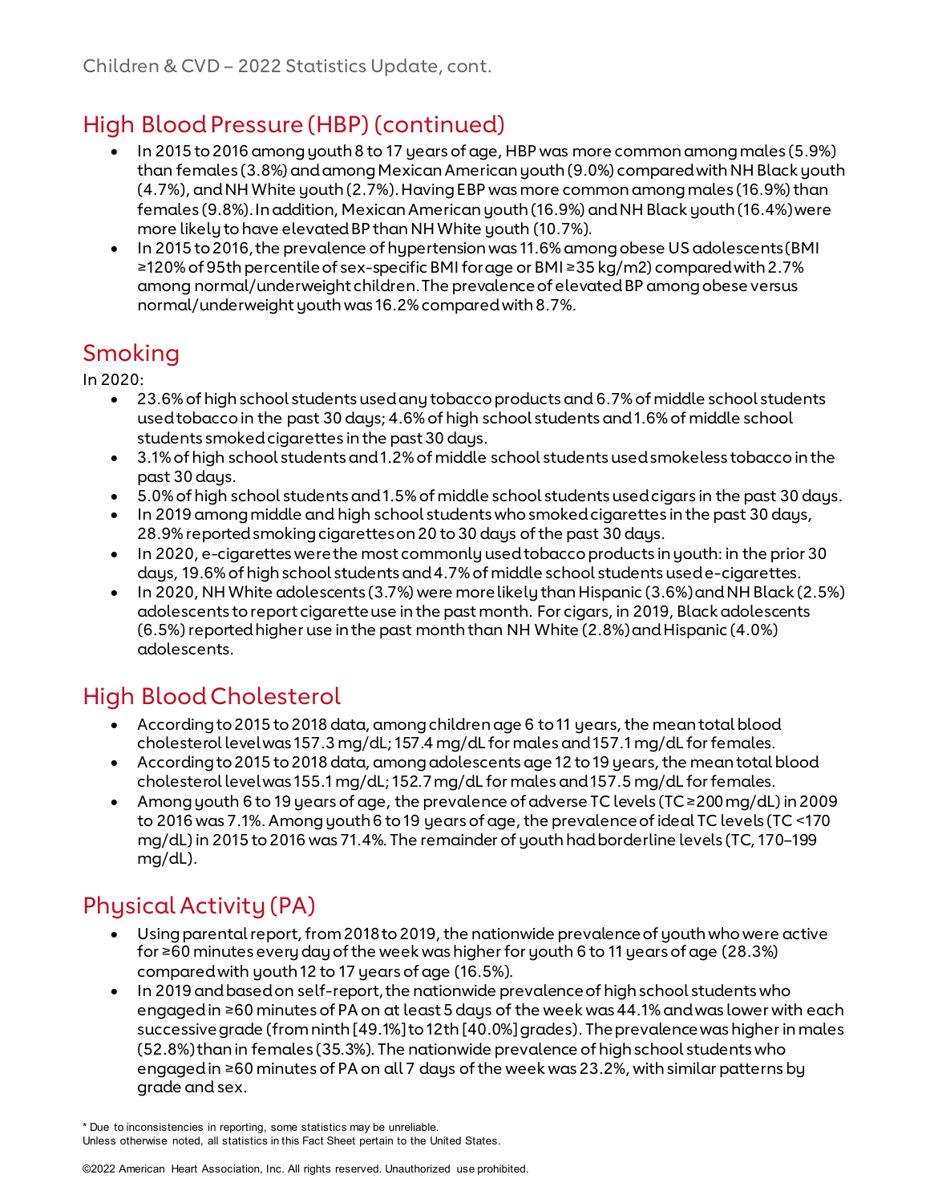## High Blood Pressure (HBP) (continued)

- In 2015 to 2016 among youth 8 to 17 years of age, HBP was more common among males (5.9%) than females (3.8%) and among Mexican American youth (9.0%) compared with NH Black youth (4.7%), and NH White youth (2.7%). Having EBP was more common among males (16.9%) than females (9.8%). In addition, Mexican American youth (16.9%) and NH Black youth (16.4%) were more likely to have elevated BP than NH White youth (10.7%).
- In 2015 to 2016, the prevalence of hypertension was 11.6% among obese US adolescents (BMI ≥120% of 95th percentile of sex-specific BMI for age or BMI ≥35 kg/m2) compared with 2.7% among normal/underweight children. The prevalence of elevated BP among obese versus normal/underweight youth was 16.2% compared with 8.7%.

## Smoking

In 2020:

- 23.6% of high school students used any tobacco products and 6.7% of middle school students used tobacco in the past 30 days; 4.6% of high school students and 1.6% of middle school students smoked cigarettes in the past 30 days.
- 3.1% of high school students and 1.2% of middle school students used smokeless tobacco in the past 30 days.
- 5.0% of high school students and 1.5% of middle school students used cigars in the past 30 days.
- In 2019 among middle and high school students who smoked cigarettes in the past 30 days, 28.9% reported smoking cigarettes on 20 to 30 days of the past 30 days.
- In 2020, e-cigarettes were the most commonly used tobacco products in youth: in the prior 30 days, 19.6% of high school students and 4.7% of middle school students used e-cigarettes.
- In 2020, NH White adolescents (3.7%) were more likely than Hispanic (3.6%) and NH Black (2.5%) adolescents to report cigarette use in the past month. For cigars, in 2019, Black adolescents (6.5%) reported higher use in the past month than NH White (2.8%) and Hispanic (4.0%) adolescents.

## High Blood Cholesterol

- According to 2015 to 2018 data, among children age 6 to 11 years, the mean total blood cholesterol level was 157.3 mg/dL; 157.4 mg/dL for males and 157.1 mg/dL for females.
- According to 2015 to 2018 data, among adolescents age 12 to 19 years, the mean total blood cholesterol level was 155.1 mg/dL; 152.7 mg/dL for males and 157.5 mg/dL for females.
- Among youth 6 to 19 years of age, the prevalence of adverse TC levels (TC ≥200 mg/dL) in 2009 to 2016 was 7.1%. Among youth 6 to 19 years of age, the prevalence of ideal TC levels (TC <170 mg/dL) in 2015 to 2016 was 71.4%. The remainder of youth had borderline levels (TC, 170–199 mg/dL).

## Physical Activity (PA)

- Using parental report, from 2018 to 2019, the nationwide prevalence of youth who were active for ≥60 minutes every day of the week was higher for youth 6 to 11 years of age (28.3%) compared with youth 12 to 17 years of age (16.5%).
- In 2019 and based on self-report, the nationwide prevalence of high school students who engaged in ≥60 minutes of PA on at least 5 days of the week was 44.1% and was lower with each successive grade (from ninth [49.1%] to 12th [40.0%] grades). The prevalence was higher in males (52.8%) than in females (35.3%). The nationwide prevalence of high school students who engaged in ≥60 minutes of PA on all 7 days of the week was 23.2%, with similar patterns by grade and sex.

* Due to inconsistencies in reporting, some statistics may be unreliable.
Unless otherwise noted, all statistics in this Fact Sheet pertain to the United States.

©2022 American Heart Association, Inc. All rights reserved. Unauthorized use prohibited.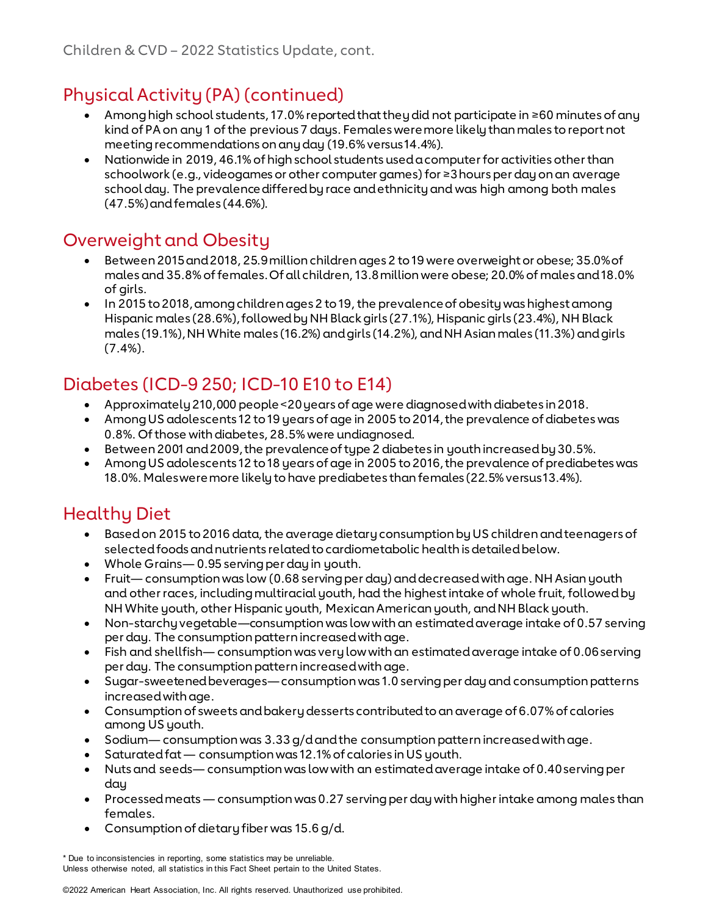## Physical Activity (PA) (continued)

- Among high school students, 17.0% reported that they did not participate in ≥60 minutes of any kind of PA on any 1 of the previous 7 days. Females were more likely than males to report not meeting recommendations on any day (19.6% versus 14.4%).
- Nationwide in 2019, 46.1% of high school students used a computer for activities other than schoolwork (e.g., videogames or other computer games) for ≥3 hours per day on an average school day. The prevalence differed by race and ethnicity and was high among both males (47.5%) and females (44.6%).

## Overweight and Obesity

- Between 2015 and 2018, 25.9 million children ages 2 to 19 were overweight or obese; 35.0% of males and 35.8% of females. Of all children, 13.8 million were obese; 20.0% of males and 18.0% of girls.
- In 2015 to 2018, among children ages 2 to 19, the prevalence of obesity was highest among Hispanic males (28.6%), followed by NH Black girls (27.1%), Hispanic girls (23.4%), NH Black males (19.1%), NH White males (16.2%) and girls (14.2%), and NH Asian males (11.3%) and girls (7.4%).

## Diabetes (ICD-9 250; ICD-10 E10 to E14)

- Approximately 210,000 people <20 years of age were diagnosed with diabetes in 2018.
- Among US adolescents 12 to 19 years of age in 2005 to 2014, the prevalence of diabetes was 0.8%. Of those with diabetes, 28.5% were undiagnosed.
- Between 2001 and 2009, the prevalence of type 2 diabetes in youth increased by 30.5%.
- Among US adolescents 12 to 18 years of age in 2005 to 2016, the prevalence of prediabetes was 18.0%. Males were more likely to have prediabetes than females (22.5% versus 13.4%).

## Healthy Diet

- Based on 2015 to 2016 data, the average dietary consumption by US children and teenagers of selected foods and nutrients related to cardiometabolic health is detailed below.
- Whole Grains— 0.95 serving per day in youth.
- Fruit— consumption was low (0.68 serving per day) and decreased with age. NH Asian youth and other races, including multiracial youth, had the highest intake of whole fruit, followed by NH White youth, other Hispanic youth, Mexican American youth, and NH Black youth.
- Non-starchy vegetable—consumption was low with an estimated average intake of 0.57 serving per day. The consumption pattern increased with age.
- Fish and shellfish— consumption was very low with an estimated average intake of 0.06 serving per day. The consumption pattern increased with age.
- Sugar-sweetened beverages— consumption was 1.0 serving per day and consumption patterns increased with age.
- Consumption of sweets and bakery desserts contributed to an average of 6.07% of calories among US youth.
- Sodium— consumption was 3.33 g/d and the consumption pattern increased with age.
- Saturated fat — consumption was 12.1% of calories in US youth.
- Nuts and seeds— consumption was low with an estimated average intake of 0.40 serving per day
- Processed meats — consumption was 0.27 serving per day with higher intake among males than females.
- Consumption of dietary fiber was 15.6 g/d.

* Due to inconsistencies in reporting, some statistics may be unreliable.
Unless otherwise noted, all statistics in this Fact Sheet pertain to the United States.

©2022 American Heart Association, Inc. All rights reserved. Unauthorized use prohibited.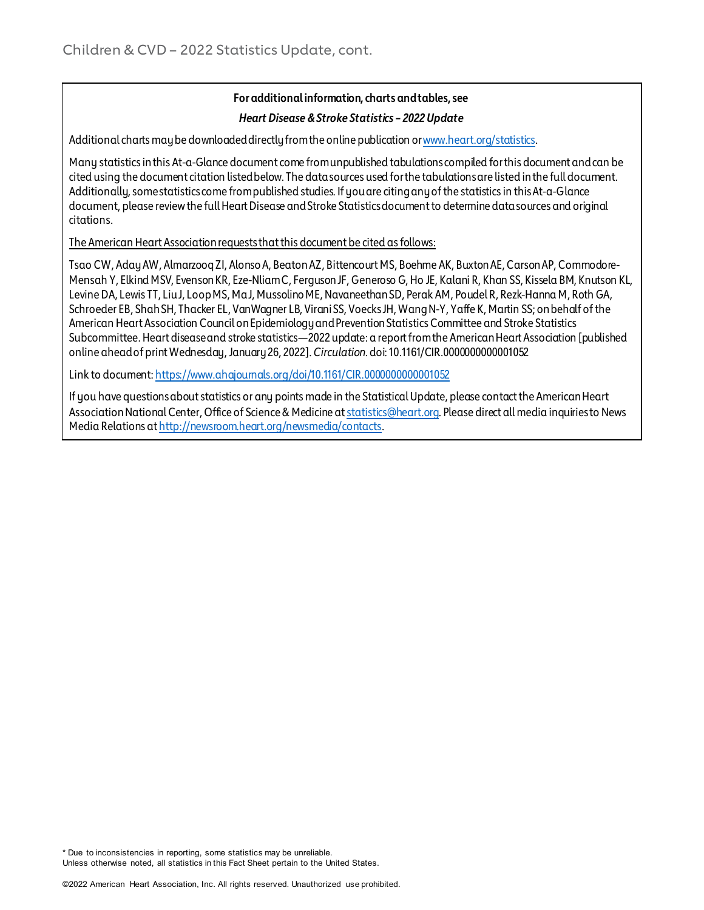**For additional information, charts and tables, see**

***Heart Disease & Stroke Statistics – 2022 Update***

Additional charts may be downloaded directly from the online publication or [www.heart.org/statistics](http://www.heart.org/statistics).

Many statistics in this At-a-Glance document come from unpublished tabulations compiled for this document and can be cited using the document citation listed below. The data sources used for the tabulations are listed in the full document. Additionally, some statistics come from published studies. If you are citing any of the statistics in this At-a-Glance document, please review the full Heart Disease and Stroke Statistics document to determine data sources and original citations.

The American Heart Association requests that this document be cited as follows:

Tsao CW, Aday AW, Almarzooq ZI, Alonso A, Beaton AZ, Bittencourt MS, Boehme AK, Buxton AE, Carson AP, Commodore-Mensah Y, Elkind MSV, Evenson KR, Eze-Nliam C, Ferguson JF, Generoso G, Ho JE, Kalani R, Khan SS, Kissela BM, Knutson KL, Levine DA, Lewis TT, Liu J, Loop MS, Ma J, Mussolino ME, Navaneethan SD, Perak AM, Poudel R, Rezk-Hanna M, Roth GA, Schroeder EB, Shah SH, Thacker EL, VanWagner LB, Virani SS, Voecks JH, Wang N-Y, Yaffe K, Martin SS; on behalf of the American Heart Association Council on Epidemiology and Prevention Statistics Committee and Stroke Statistics Subcommittee. Heart disease and stroke statistics—2022 update: a report from the American Heart Association [published online ahead of print Wednesday, January 26, 2022]. *Circulation*. doi: 10.1161/CIR.0000000000001052

Link to document: [https://www.ahajournals.org/doi/10.1161/CIR.0000000000001052](https://www.ahajournals.org/doi/10.1161/CIR.0000000000001052)

If you have questions about statistics or any points made in the Statistical Update, please contact the American Heart Association National Center, Office of Science & Medicine at [statistics@heart.org](mailto:statistics@heart.org). Please direct all media inquiries to News Media Relations at [http://newsroom.heart.org/newsmedia/contacts](http://newsroom.heart.org/newsmedia/contacts).

* Due to inconsistencies in reporting, some statistics may be unreliable.
Unless otherwise noted, all statistics in this Fact Sheet pertain to the United States.

©2022 American Heart Association, Inc. All rights reserved. Unauthorized use prohibited.